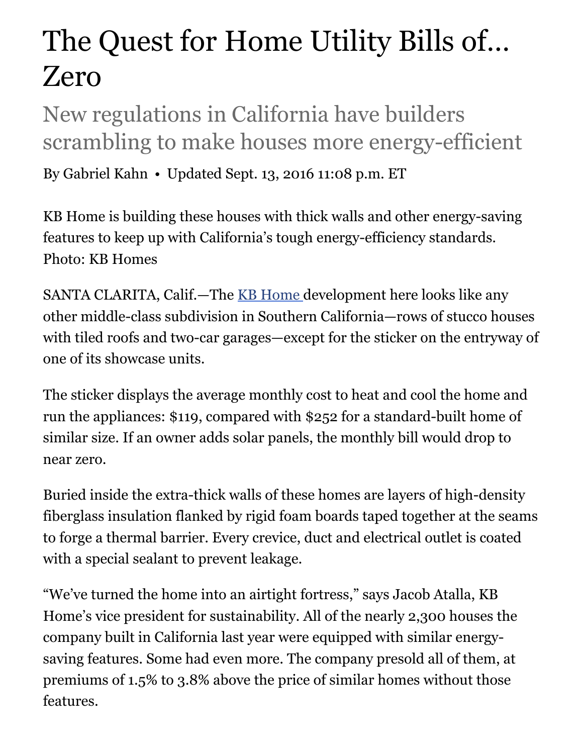# The Quest for Home Utility Bills of… Zero

## New regulations in California have builders scrambling to make houses more energy-efficient

By Gabriel Kahn • Updated Sept. 13, 2016 11:08 p.m. ET

KB Home is building these houses with thick walls and other energy-saving features to keep up with California's tough energy-efficiency standards. Photo: KB Homes

SANTA CLARITA, Calif.—The [KB Home ]development here looks like any other middle-class subdivision in Southern California—rows of stucco houses with tiled roofs and two-car garages—except for the sticker on the entryway of one of its showcase units.

The sticker displays the average monthly cost to heat and cool the home and run the appliances: $119, compared with $252 for a standard-built home of similar size. If an owner adds solar panels, the monthly bill would drop to near zero.

Buried inside the extra-thick walls of these homes are layers of high-density fiberglass insulation flanked by rigid foam boards taped together at the seams to forge a thermal barrier. Every crevice, duct and electrical outlet is coated with a special sealant to prevent leakage.

"We've turned the home into an airtight fortress," says Jacob Atalla, KB Home's vice president for sustainability. All of the nearly 2,300 houses the company built in California last year were equipped with similar energy-saving features. Some had even more. The company presold all of them, at premiums of 1.5% to 3.8% above the price of similar homes without those features.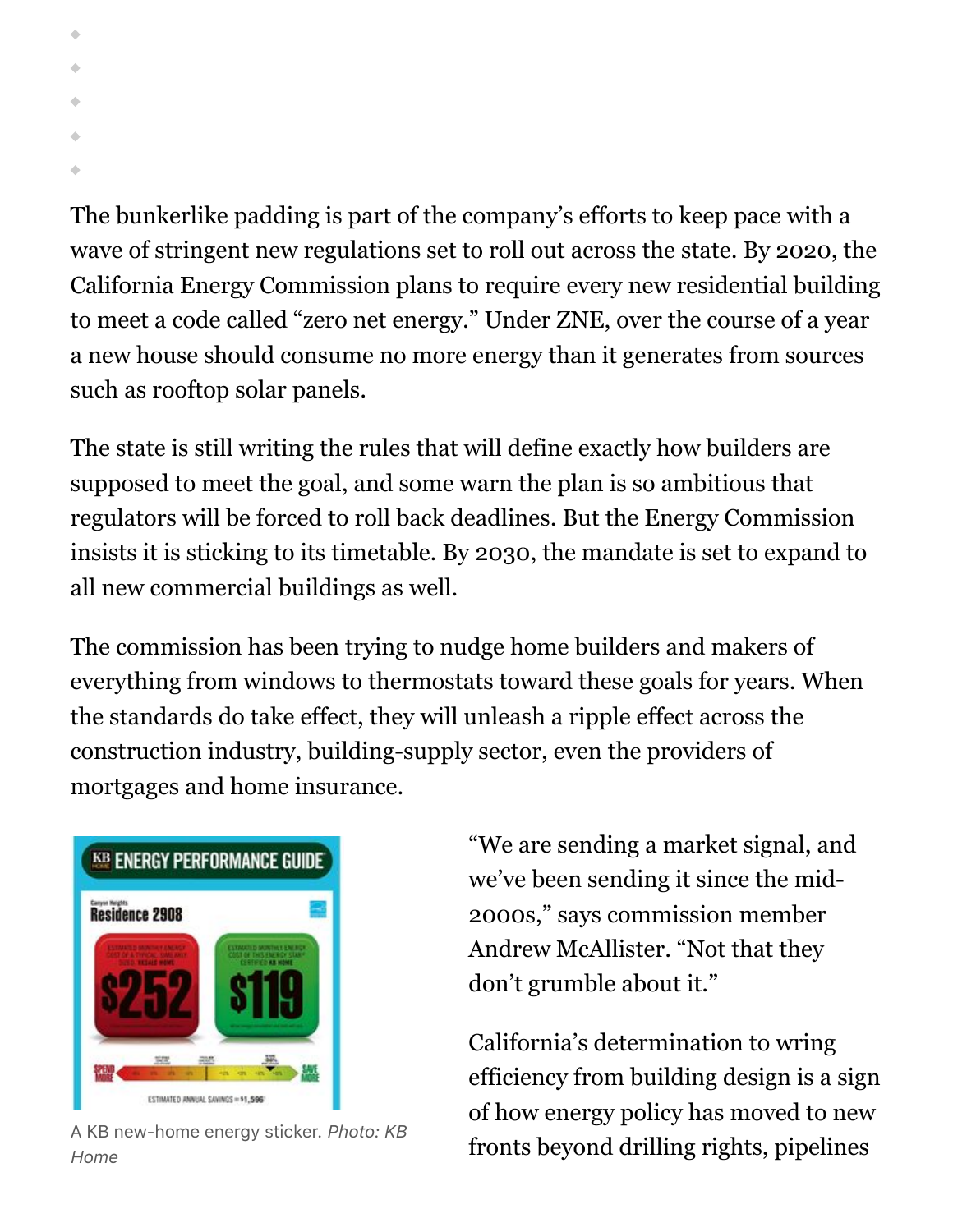The bunkerlike padding is part of the company's efforts to keep pace with a wave of stringent new regulations set to roll out across the state. By 2020, the California Energy Commission plans to require every new residential building to meet a code called "zero net energy." Under ZNE, over the course of a year a new house should consume no more energy than it generates from sources such as rooftop solar panels.

The state is still writing the rules that will define exactly how builders are supposed to meet the goal, and some warn the plan is so ambitious that regulators will be forced to roll back deadlines. But the Energy Commission insists it is sticking to its timetable. By 2030, the mandate is set to expand to all new commercial buildings as well.

The commission has been trying to nudge home builders and makers of everything from windows to thermostats toward these goals for years. When the standards do take effect, they will unleash a ripple effect across the construction industry, building-supply sector, even the providers of mortgages and home insurance.

A KB new-home energy sticker. *Photo: KB Home*

"We are sending a market signal, and we've been sending it since the mid-2000s," says commission member Andrew McAllister. "Not that they don't grumble about it."

California's determination to wring efficiency from building design is a sign of how energy policy has moved to new fronts beyond drilling rights, pipelines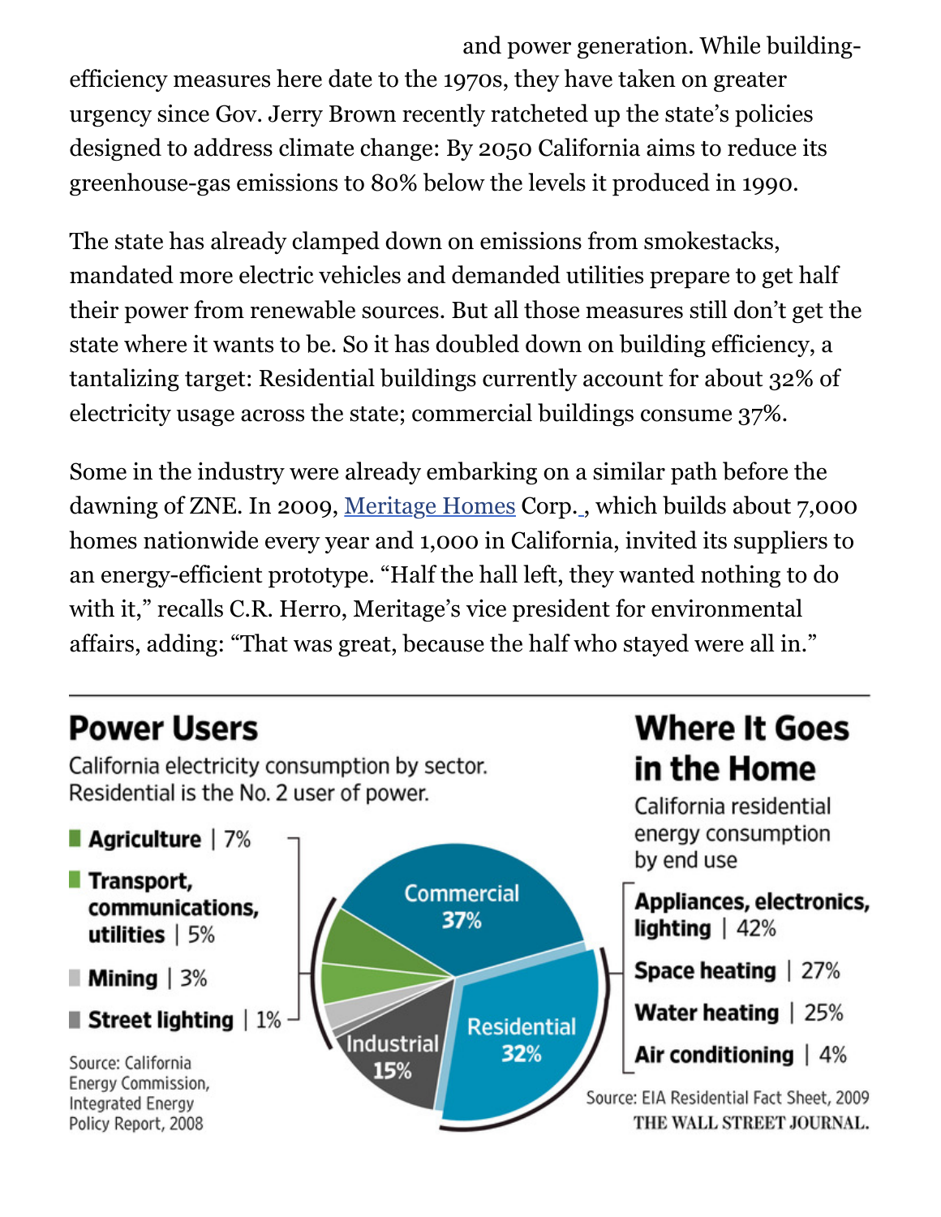and power generation. While building-efficiency measures here date to the 1970s, they have taken on greater urgency since Gov. Jerry Brown recently ratcheted up the state's policies designed to address climate change: By 2050 California aims to reduce its greenhouse-gas emissions to 80% below the levels it produced in 1990.

The state has already clamped down on emissions from smokestacks, mandated more electric vehicles and demanded utilities prepare to get half their power from renewable sources. But all those measures still don't get the state where it wants to be. So it has doubled down on building efficiency, a tantalizing target: Residential buildings currently account for about 32% of electricity usage across the state; commercial buildings consume 37%.

Some in the industry were already embarking on a similar path before the dawning of ZNE. In 2009, Meritage Homes Corp. , which builds about 7,000 homes nationwide every year and 1,000 in California, invited its suppliers to an energy-efficient prototype. "Half the hall left, they wanted nothing to do with it," recalls C.R. Herro, Meritage's vice president for environmental affairs, adding: "That was great, because the half who stayed were all in."

## Power Users

California electricity consumption by sector. Residential is the No. 2 user of power.

| Sector | Share |
|---|---|
| Commercial | 37% |
| Residential | 32% |
| Industrial | 15% |
| Agriculture | 7% |
| Transport, communications, utilities | 5% |
| Mining | 3% |
| Street lighting | 1% |

Source: California Energy Commission, Integrated Energy Policy Report, 2008

## Where It Goes in the Home

California residential energy consumption by end use

| End use | Share |
|---|---|
| Appliances, electronics, lighting | 42% |
| Space heating | 27% |
| Water heating | 25% |
| Air conditioning | 4% |

Source: EIA Residential Fact Sheet, 2009

THE WALL STREET JOURNAL.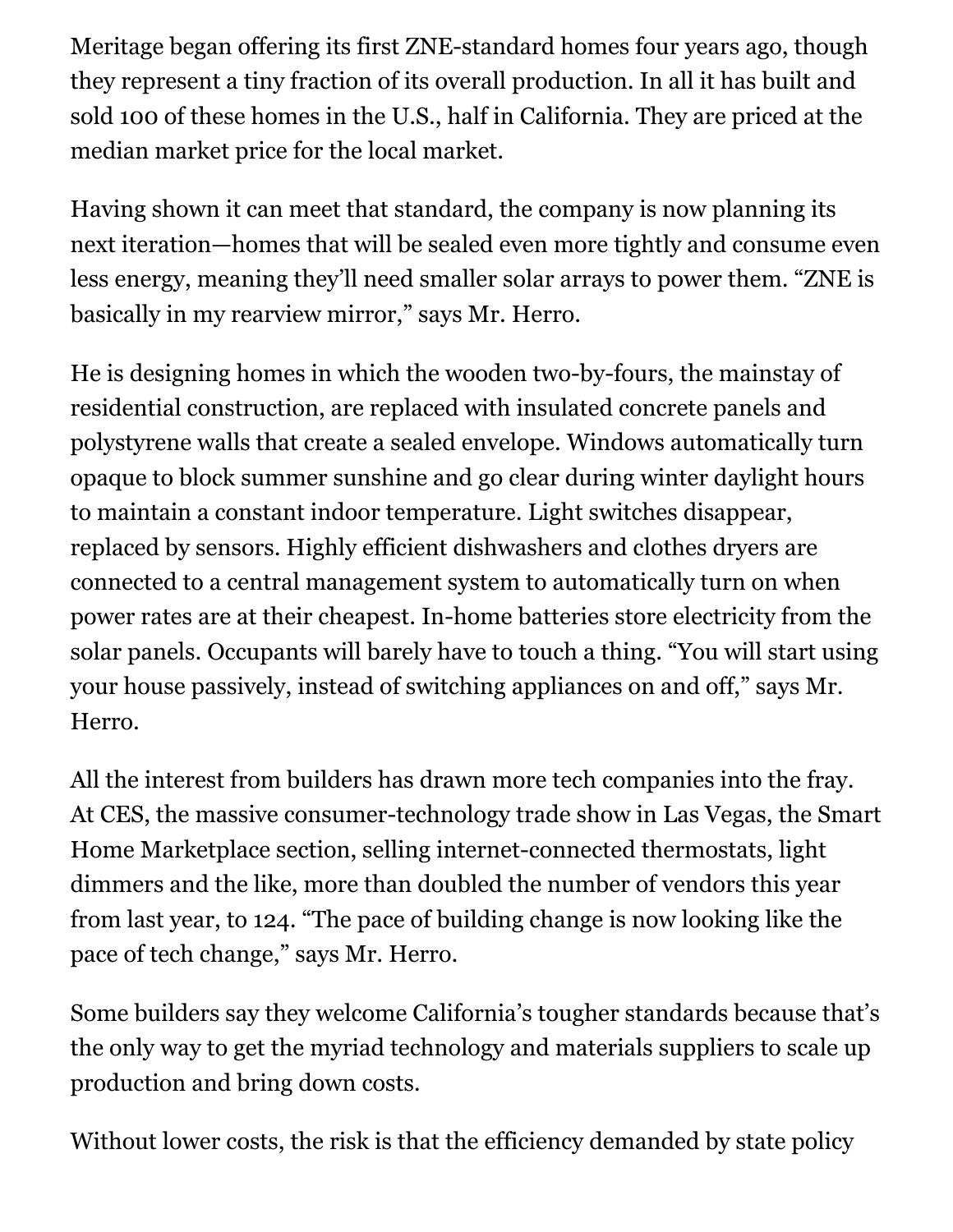Meritage began offering its first ZNE-standard homes four years ago, though they represent a tiny fraction of its overall production. In all it has built and sold 100 of these homes in the U.S., half in California. They are priced at the median market price for the local market.

Having shown it can meet that standard, the company is now planning its next iteration—homes that will be sealed even more tightly and consume even less energy, meaning they'll need smaller solar arrays to power them. "ZNE is basically in my rearview mirror," says Mr. Herro.

He is designing homes in which the wooden two-by-fours, the mainstay of residential construction, are replaced with insulated concrete panels and polystyrene walls that create a sealed envelope. Windows automatically turn opaque to block summer sunshine and go clear during winter daylight hours to maintain a constant indoor temperature. Light switches disappear, replaced by sensors. Highly efficient dishwashers and clothes dryers are connected to a central management system to automatically turn on when power rates are at their cheapest. In-home batteries store electricity from the solar panels. Occupants will barely have to touch a thing. "You will start using your house passively, instead of switching appliances on and off," says Mr. Herro.

All the interest from builders has drawn more tech companies into the fray. At CES, the massive consumer-technology trade show in Las Vegas, the Smart Home Marketplace section, selling internet-connected thermostats, light dimmers and the like, more than doubled the number of vendors this year from last year, to 124. "The pace of building change is now looking like the pace of tech change," says Mr. Herro.

Some builders say they welcome California's tougher standards because that's the only way to get the myriad technology and materials suppliers to scale up production and bring down costs.

Without lower costs, the risk is that the efficiency demanded by state policy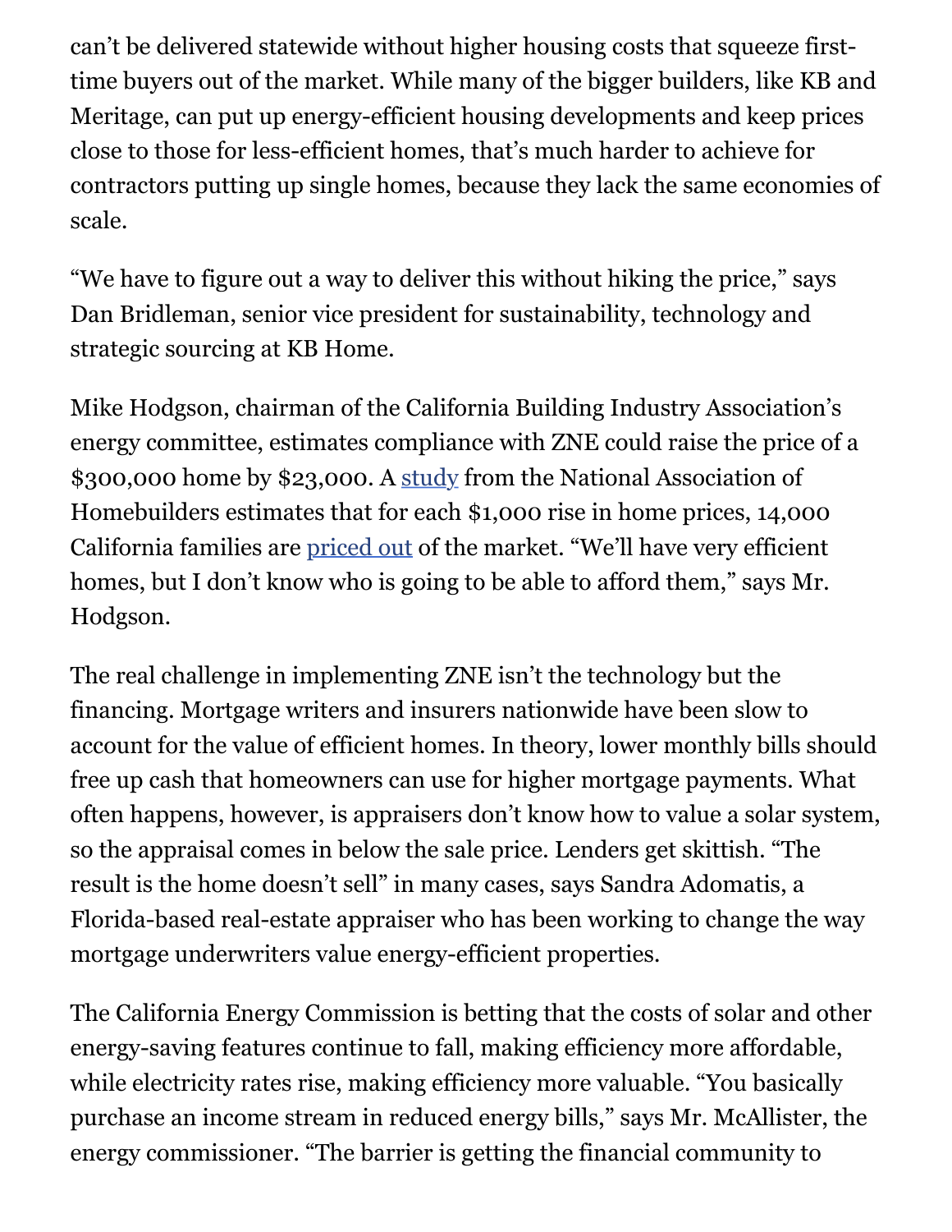can't be delivered statewide without higher housing costs that squeeze first-time buyers out of the market. While many of the bigger builders, like KB and Meritage, can put up energy-efficient housing developments and keep prices close to those for less-efficient homes, that's much harder to achieve for contractors putting up single homes, because they lack the same economies of scale.

"We have to figure out a way to deliver this without hiking the price," says Dan Bridleman, senior vice president for sustainability, technology and strategic sourcing at KB Home.

Mike Hodgson, chairman of the California Building Industry Association's energy committee, estimates compliance with ZNE could raise the price of a $300,000 home by $23,000. A study from the National Association of Homebuilders estimates that for each $1,000 rise in home prices, 14,000 California families are priced out of the market. "We'll have very efficient homes, but I don't know who is going to be able to afford them," says Mr. Hodgson.

The real challenge in implementing ZNE isn't the technology but the financing. Mortgage writers and insurers nationwide have been slow to account for the value of efficient homes. In theory, lower monthly bills should free up cash that homeowners can use for higher mortgage payments. What often happens, however, is appraisers don't know how to value a solar system, so the appraisal comes in below the sale price. Lenders get skittish. "The result is the home doesn't sell" in many cases, says Sandra Adomatis, a Florida-based real-estate appraiser who has been working to change the way mortgage underwriters value energy-efficient properties.

The California Energy Commission is betting that the costs of solar and other energy-saving features continue to fall, making efficiency more affordable, while electricity rates rise, making efficiency more valuable. "You basically purchase an income stream in reduced energy bills," says Mr. McAllister, the energy commissioner. "The barrier is getting the financial community to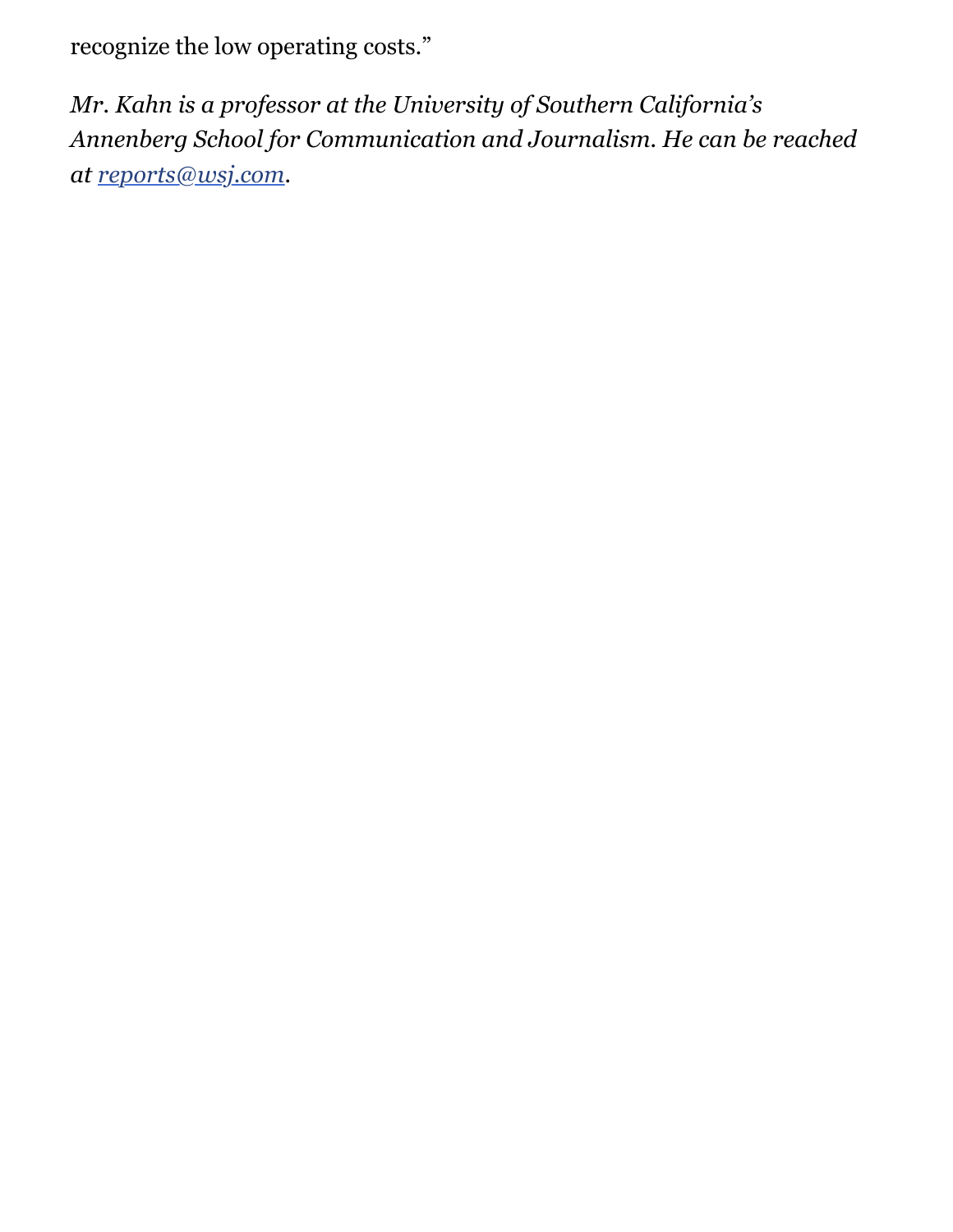recognize the low operating costs."

*Mr. Kahn is a professor at the University of Southern California's Annenberg School for Communication and Journalism. He can be reached at [reports@wsj.com](mailto:reports@wsj.com).*